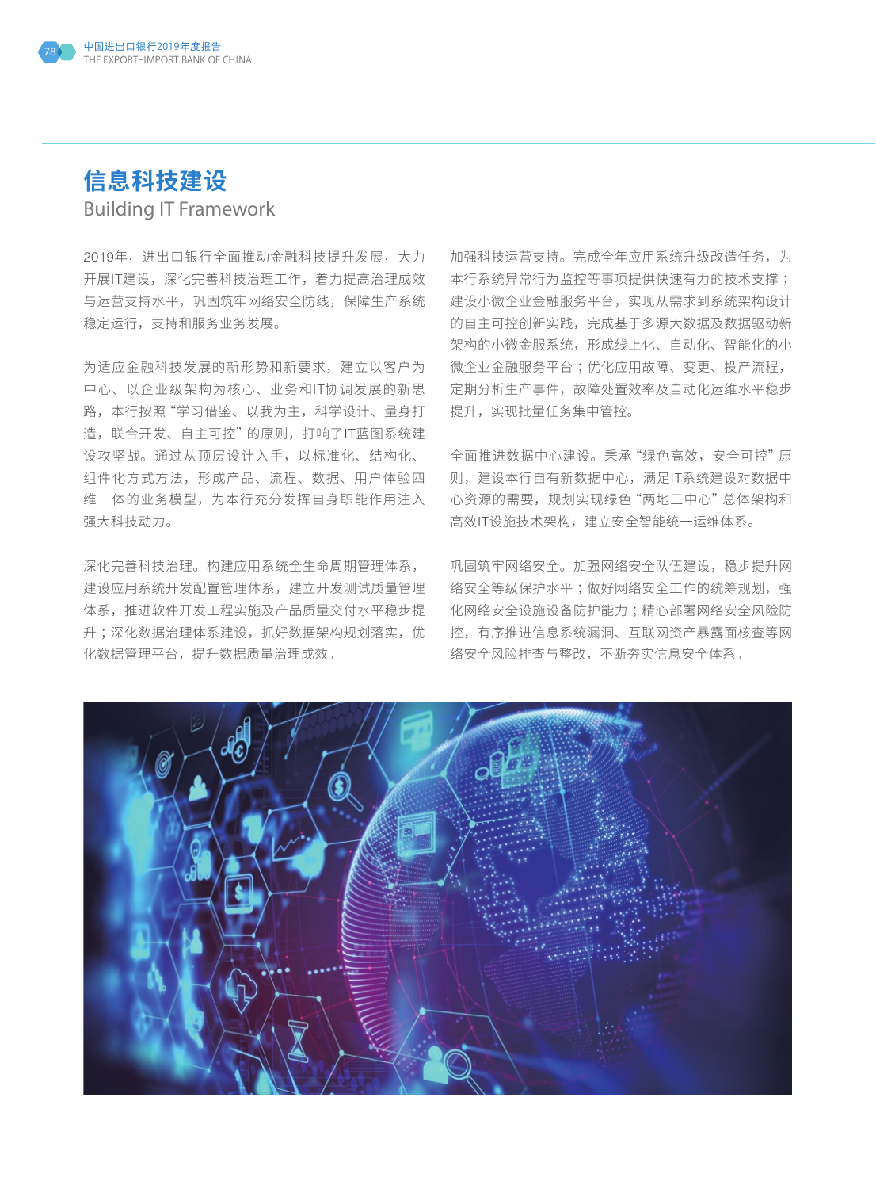# 信息科技建设

## Building IT Framework

2019年，进出口银行全面推动金融科技提升发展，大力开展IT建设，深化完善科技治理工作，着力提高治理成效与运营支持水平，巩固筑牢网络安全防线，保障生产系统稳定运行，支持和服务业务发展。

为适应金融科技发展的新形势和新要求，建立以客户为中心、以企业级架构为核心、业务和IT协调发展的新思路，本行按照“学习借鉴、以我为主，科学设计、量身打造，联合开发、自主可控”的原则，打响了IT蓝图系统建设攻坚战。通过从顶层设计入手，以标准化、结构化、组件化方式方法，形成产品、流程、数据、用户体验四维一体的业务模型，为本行充分发挥自身职能作用注入强大科技动力。

深化完善科技治理。构建应用系统全生命周期管理体系，建设应用系统开发配置管理体系，建立开发测试质量管理体系，推进软件开发工程实施及产品质量交付水平稳步提升；深化数据治理体系建设，抓好数据架构规划落实，优化数据管理平台，提升数据质量治理成效。

加强科技运营支持。完成全年应用系统升级改造任务，为本行系统异常行为监控等事项提供快速有力的技术支撑；建设小微企业金融服务平台，实现从需求到系统架构设计的自主可控创新实践，完成基于多源大数据及数据驱动新架构的小微金服系统，形成线上化、自动化、智能化的小微企业金融服务平台；优化应用故障、变更、投产流程，定期分析生产事件，故障处置效率及自动化运维水平稳步提升，实现批量任务集中管控。

全面推进数据中心建设。秉承“绿色高效，安全可控”原则，建设本行自有新数据中心，满足IT系统建设对数据中心资源的需要，规划实现绿色“两地三中心”总体架构和高效IT设施技术架构，建立安全智能统一运维体系。

巩固筑牢网络安全。加强网络安全队伍建设，稳步提升网络安全等级保护水平；做好网络安全工作的统筹规划，强化网络安全设施设备防护能力；精心部署网络安全风险防控，有序推进信息系统漏洞、互联网资产暴露面核查等网络安全风险排查与整改，不断夯实信息安全体系。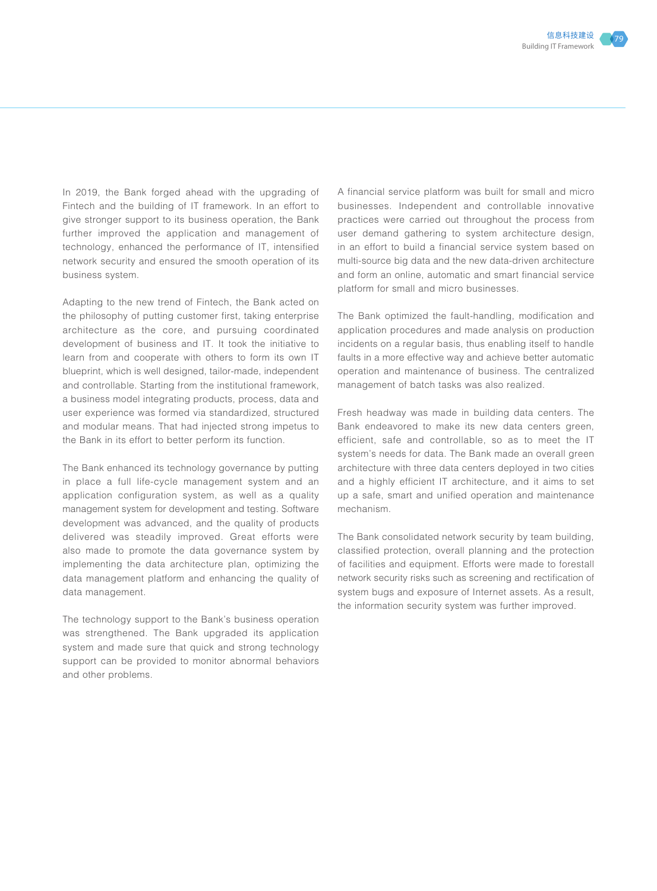In 2019, the Bank forged ahead with the upgrading of Fintech and the building of IT framework. In an effort to give stronger support to its business operation, the Bank further improved the application and management of technology, enhanced the performance of IT, intensified network security and ensured the smooth operation of its business system.

Adapting to the new trend of Fintech, the Bank acted on the philosophy of putting customer first, taking enterprise architecture as the core, and pursuing coordinated development of business and IT. It took the initiative to learn from and cooperate with others to form its own IT blueprint, which is well designed, tailor-made, independent and controllable. Starting from the institutional framework, a business model integrating products, process, data and user experience was formed via standardized, structured and modular means. That had injected strong impetus to the Bank in its effort to better perform its function.

The Bank enhanced its technology governance by putting in place a full life-cycle management system and an application configuration system, as well as a quality management system for development and testing. Software development was advanced, and the quality of products delivered was steadily improved. Great efforts were also made to promote the data governance system by implementing the data architecture plan, optimizing the data management platform and enhancing the quality of data management.

The technology support to the Bank's business operation was strengthened. The Bank upgraded its application system and made sure that quick and strong technology support can be provided to monitor abnormal behaviors and other problems.

A financial service platform was built for small and micro businesses. Independent and controllable innovative practices were carried out throughout the process from user demand gathering to system architecture design, in an effort to build a financial service system based on multi-source big data and the new data-driven architecture and form an online, automatic and smart financial service platform for small and micro businesses.

The Bank optimized the fault-handling, modification and application procedures and made analysis on production incidents on a regular basis, thus enabling itself to handle faults in a more effective way and achieve better automatic operation and maintenance of business. The centralized management of batch tasks was also realized.

Fresh headway was made in building data centers. The Bank endeavored to make its new data centers green, efficient, safe and controllable, so as to meet the IT system's needs for data. The Bank made an overall green architecture with three data centers deployed in two cities and a highly efficient IT architecture, and it aims to set up a safe, smart and unified operation and maintenance mechanism.

The Bank consolidated network security by team building, classified protection, overall planning and the protection of facilities and equipment. Efforts were made to forestall network security risks such as screening and rectification of system bugs and exposure of Internet assets. As a result, the information security system was further improved.